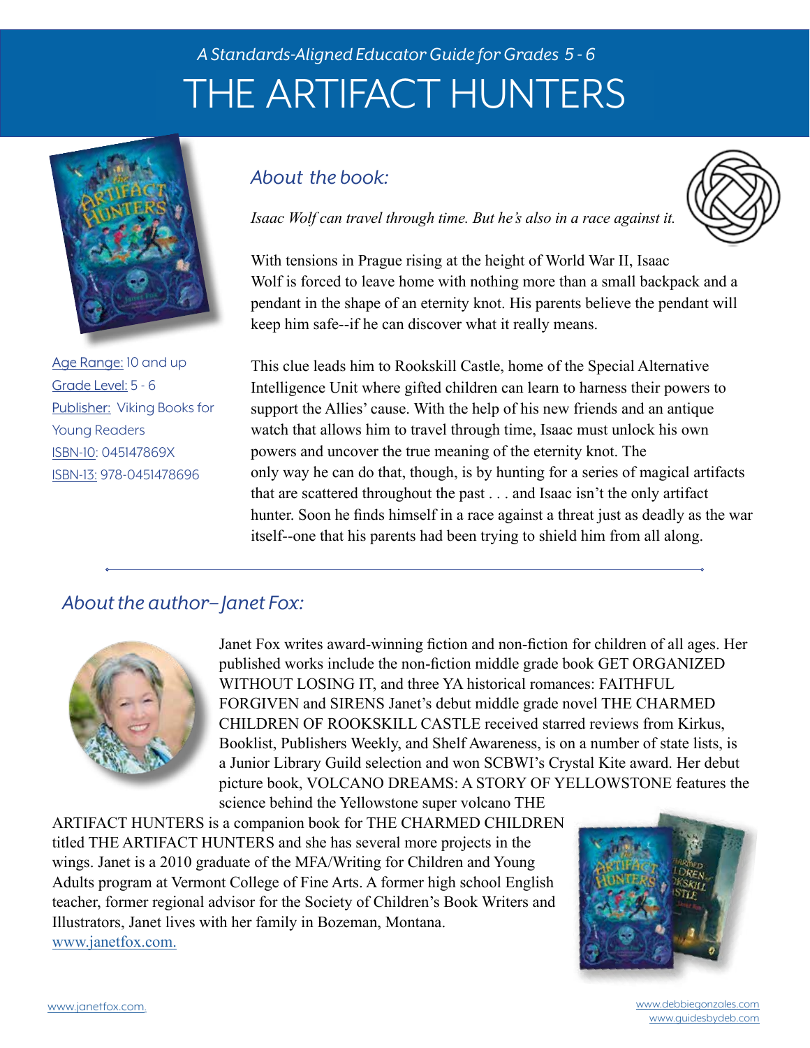*A Standards-Aligned Educator Guide for Grades 5 - 6*

# THE ARTIFACT HUNTERS

Age Range: 10 and up
Grade Level: 5 - 6
Publisher: Viking Books for Young Readers
ISBN-10: 045147869X
ISBN-13: 978-0451478696

## *About the book:*

*Isaac Wolf can travel through time. But he's also in a race against it.*

With tensions in Prague rising at the height of World War II, Isaac Wolf is forced to leave home with nothing more than a small backpack and a pendant in the shape of an eternity knot. His parents believe the pendant will keep him safe--if he can discover what it really means.

This clue leads him to Rookskill Castle, home of the Special Alternative Intelligence Unit where gifted children can learn to harness their powers to support the Allies' cause. With the help of his new friends and an antique watch that allows him to travel through time, Isaac must unlock his own powers and uncover the true meaning of the eternity knot. The only way he can do that, though, is by hunting for a series of magical artifacts that are scattered throughout the past . . . and Isaac isn't the only artifact hunter. Soon he finds himself in a race against a threat just as deadly as the war itself--one that his parents had been trying to shield him from all along.

## *About the author–Janet Fox:*

Janet Fox writes award-winning fiction and non-fiction for children of all ages. Her published works include the non-fiction middle grade book GET ORGANIZED WITHOUT LOSING IT, and three YA historical romances: FAITHFUL FORGIVEN and SIRENS Janet's debut middle grade novel THE CHARMED CHILDREN OF ROOKSKILL CASTLE received starred reviews from Kirkus, Booklist, Publishers Weekly, and Shelf Awareness, is on a number of state lists, is a Junior Library Guild selection and won SCBWI's Crystal Kite award. Her debut picture book, VOLCANO DREAMS: A STORY OF YELLOWSTONE features the science behind the Yellowstone super volcano THE ARTIFACT HUNTERS is a companion book for THE CHARMED CHILDREN titled THE ARTIFACT HUNTERS and she has several more projects in the wings. Janet is a 2010 graduate of the MFA/Writing for Children and Young Adults program at Vermont College of Fine Arts. A former high school English teacher, former regional advisor for the Society of Children's Book Writers and Illustrators, Janet lives with her family in Bozeman, Montana. www.janetfox.com.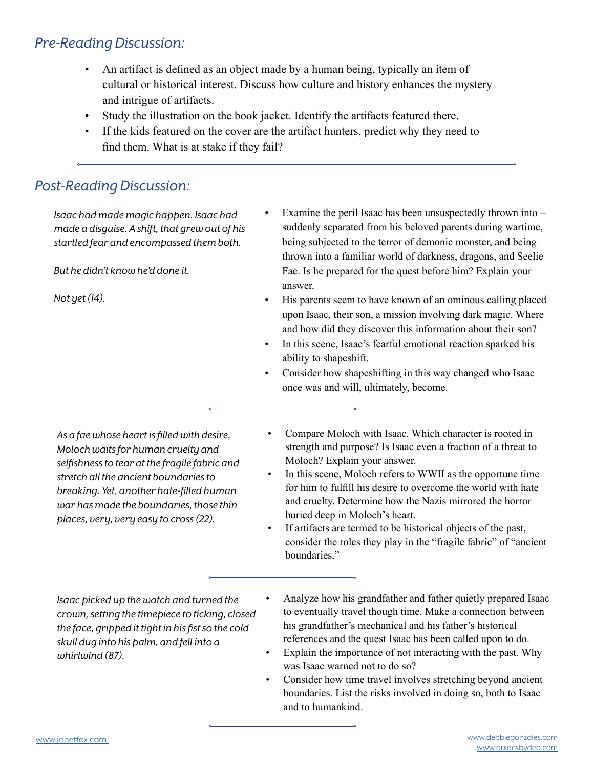## *Pre-Reading Discussion:*

- An artifact is defined as an object made by a human being, typically an item of cultural or historical interest. Discuss how culture and history enhances the mystery and intrigue of artifacts.
- Study the illustration on the book jacket. Identify the artifacts featured there.
- If the kids featured on the cover are the artifact hunters, predict why they need to find them. What is at stake if they fail?

## *Post-Reading Discussion:*

*Isaac had made magic happen. Isaac had made a disguise. A shift, that grew out of his startled fear and encompassed them both.*

*But he didn't know he'd done it.*

*Not yet (14).*

- Examine the peril Isaac has been unsuspectedly thrown into – suddenly separated from his beloved parents during wartime, being subjected to the terror of demonic monster, and being thrown into a familiar world of darkness, dragons, and Seelie Fae. Is he prepared for the quest before him? Explain your answer.
- His parents seem to have known of an ominous calling placed upon Isaac, their son, a mission involving dark magic. Where and how did they discover this information about their son?
- In this scene, Isaac's fearful emotional reaction sparked his ability to shapeshift.
- Consider how shapeshifting in this way changed who Isaac once was and will, ultimately, become.

*As a fae whose heart is filled with desire, Moloch waits for human cruelty and selfishness to tear at the fragile fabric and stretch all the ancient boundaries to breaking. Yet, another hate-filled human war has made the boundaries, those thin places, very, very easy to cross (22).*

- Compare Moloch with Isaac. Which character is rooted in strength and purpose? Is Isaac even a fraction of a threat to Moloch? Explain your answer.
- In this scene, Moloch refers to WWII as the opportune time for him to fulfill his desire to overcome the world with hate and cruelty. Determine how the Nazis mirrored the horror buried deep in Moloch's heart.
- If artifacts are termed to be historical objects of the past, consider the roles they play in the "fragile fabric" of "ancient boundaries."

*Isaac picked up the watch and turned the crown, setting the timepiece to ticking, closed the face, gripped it tight in his fist so the cold skull dug into his palm, and fell into a whirlwind (87).*

- Analyze how his grandfather and father quietly prepared Isaac to eventually travel though time. Make a connection between his grandfather's mechanical and his father's historical references and the quest Isaac has been called upon to do.
- Explain the importance of not interacting with the past. Why was Isaac warned not to do so?
- Consider how time travel involves stretching beyond ancient boundaries. List the risks involved in doing so, both to Isaac and to humankind.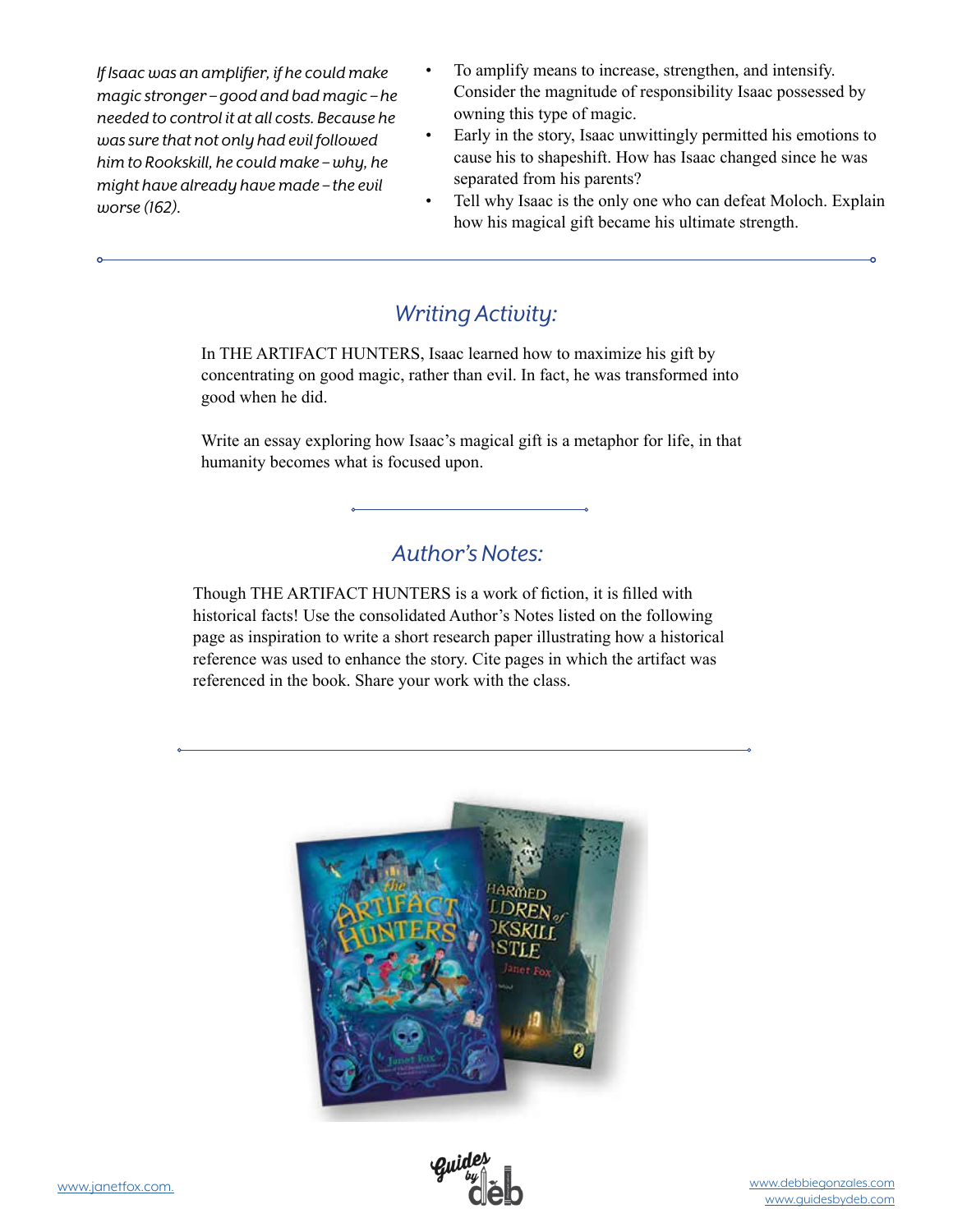*If Isaac was an amplifier, if he could make magic stronger – good and bad magic – he needed to control it at all costs. Because he was sure that not only had evil followed him to Rookskill, he could make – why, he might have already have made – the evil worse (162).*

- To amplify means to increase, strengthen, and intensify. Consider the magnitude of responsibility Isaac possessed by owning this type of magic.
- Early in the story, Isaac unwittingly permitted his emotions to cause his to shapeshift. How has Isaac changed since he was separated from his parents?
- Tell why Isaac is the only one who can defeat Moloch. Explain how his magical gift became his ultimate strength.

## *Writing Activity:*

In THE ARTIFACT HUNTERS, Isaac learned how to maximize his gift by concentrating on good magic, rather than evil. In fact, he was transformed into good when he did.

Write an essay exploring how Isaac's magical gift is a metaphor for life, in that humanity becomes what is focused upon.

## *Author's Notes:*

Though THE ARTIFACT HUNTERS is a work of fiction, it is filled with historical facts! Use the consolidated Author's Notes listed on the following page as inspiration to write a short research paper illustrating how a historical reference was used to enhance the story. Cite pages in which the artifact was referenced in the book. Share your work with the class.

www.janetfox.com.

www.debbiegonzales.com
www.guidesbydeb.com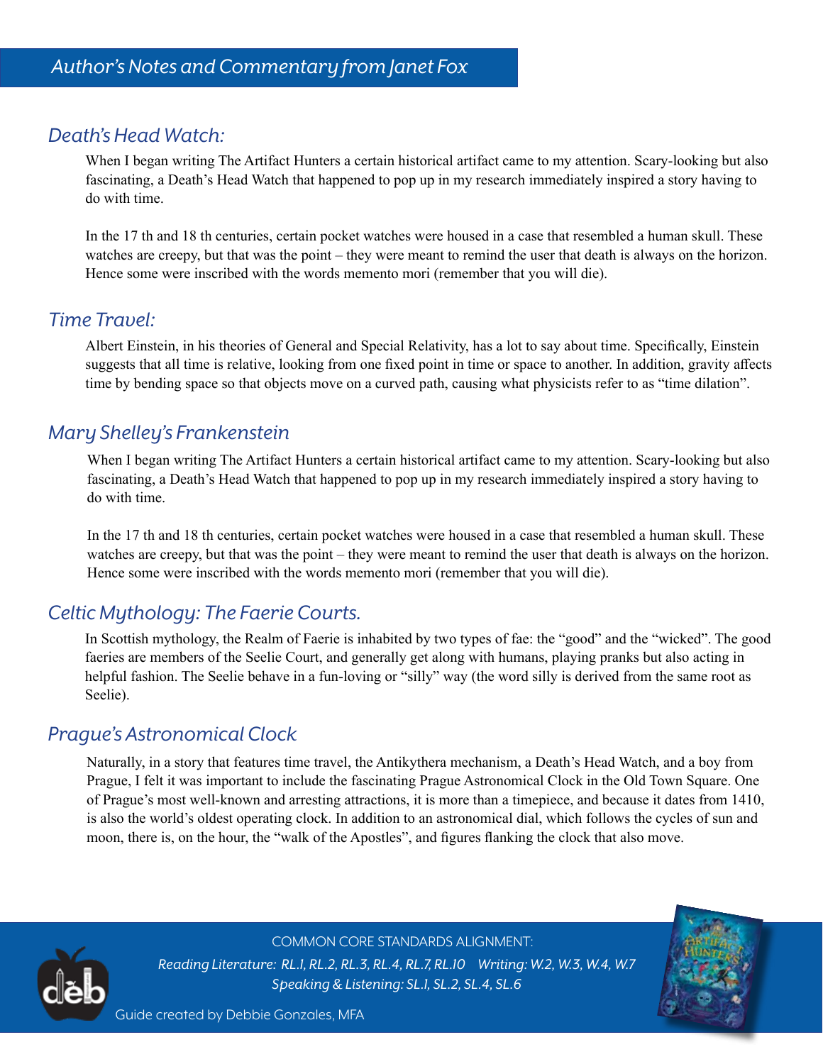## *Author's Notes and Commentary from Janet Fox*

### *Death's Head Watch:*

When I began writing The Artifact Hunters a certain historical artifact came to my attention. Scary-looking but also fascinating, a Death's Head Watch that happened to pop up in my research immediately inspired a story having to do with time.

In the 17 th and 18 th centuries, certain pocket watches were housed in a case that resembled a human skull. These watches are creepy, but that was the point – they were meant to remind the user that death is always on the horizon. Hence some were inscribed with the words memento mori (remember that you will die).

### *Time Travel:*

Albert Einstein, in his theories of General and Special Relativity, has a lot to say about time. Specifically, Einstein suggests that all time is relative, looking from one fixed point in time or space to another. In addition, gravity affects time by bending space so that objects move on a curved path, causing what physicists refer to as "time dilation".

### *Mary Shelley's Frankenstein*

When I began writing The Artifact Hunters a certain historical artifact came to my attention. Scary-looking but also fascinating, a Death's Head Watch that happened to pop up in my research immediately inspired a story having to do with time.

In the 17 th and 18 th centuries, certain pocket watches were housed in a case that resembled a human skull. These watches are creepy, but that was the point – they were meant to remind the user that death is always on the horizon. Hence some were inscribed with the words memento mori (remember that you will die).

### *Celtic Mythology: The Faerie Courts.*

In Scottish mythology, the Realm of Faerie is inhabited by two types of fae: the "good" and the "wicked". The good faeries are members of the Seelie Court, and generally get along with humans, playing pranks but also acting in helpful fashion. The Seelie behave in a fun-loving or "silly" way (the word silly is derived from the same root as Seelie).

### *Prague's Astronomical Clock*

Naturally, in a story that features time travel, the Antikythera mechanism, a Death's Head Watch, and a boy from Prague, I felt it was important to include the fascinating Prague Astronomical Clock in the Old Town Square. One of Prague's most well-known and arresting attractions, it is more than a timepiece, and because it dates from 1410, is also the world's oldest operating clock. In addition to an astronomical dial, which follows the cycles of sun and moon, there is, on the hour, the "walk of the Apostles", and figures flanking the clock that also move.

COMMON CORE STANDARDS ALIGNMENT:

*Reading Literature: RL.1, RL.2, RL.3, RL.4, RL.7, RL.10 Writing: W.2, W.3, W.4, W.7*

*Speaking & Listening: SL.1, SL.2, SL.4, SL.6*

Guide created by Debbie Gonzales, MFA